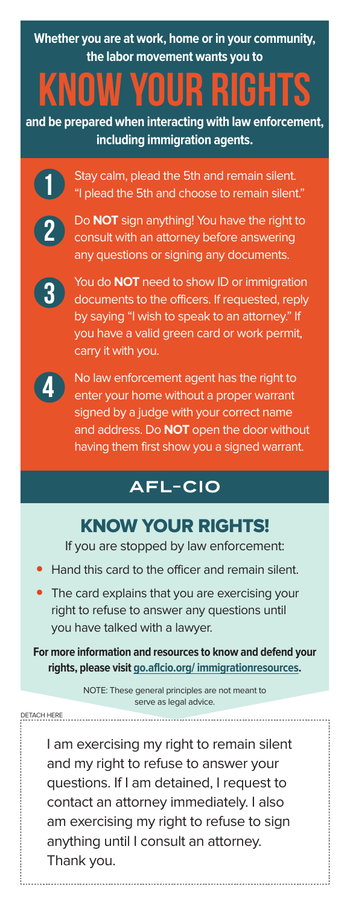**Whether you are at work, home or in your community, the labor movement wants you to**

# KNOW YOUR RIGHTS

**and be prepared when interacting with law enforcement, including immigration agents.**

1. Stay calm, plead the 5th and remain silent. "I plead the 5th and choose to remain silent."
2. Do **NOT** sign anything! You have the right to consult with an attorney before answering any questions or signing any documents.
3. You do **NOT** need to show ID or immigration documents to the officers. If requested, reply by saying "I wish to speak to an attorney." If you have a valid green card or work permit, carry it with you.
4. No law enforcement agent has the right to enter your home without a proper warrant signed by a judge with your correct name and address. Do **NOT** open the door without having them first show you a signed warrant.

**AFL-CIO**

## KNOW YOUR RIGHTS!

If you are stopped by law enforcement:

- Hand this card to the officer and remain silent.
- The card explains that you are exercising your right to refuse to answer any questions until you have talked with a lawyer.

**For more information and resources to know and defend your rights, please visit go.aflcio.org/ immigrationresources.**

NOTE: These general principles are not meant to serve as legal advice.

DETACH HERE

I am exercising my right to remain silent and my right to refuse to answer your questions. If I am detained, I request to contact an attorney immediately. I also am exercising my right to refuse to sign anything until I consult an attorney. Thank you.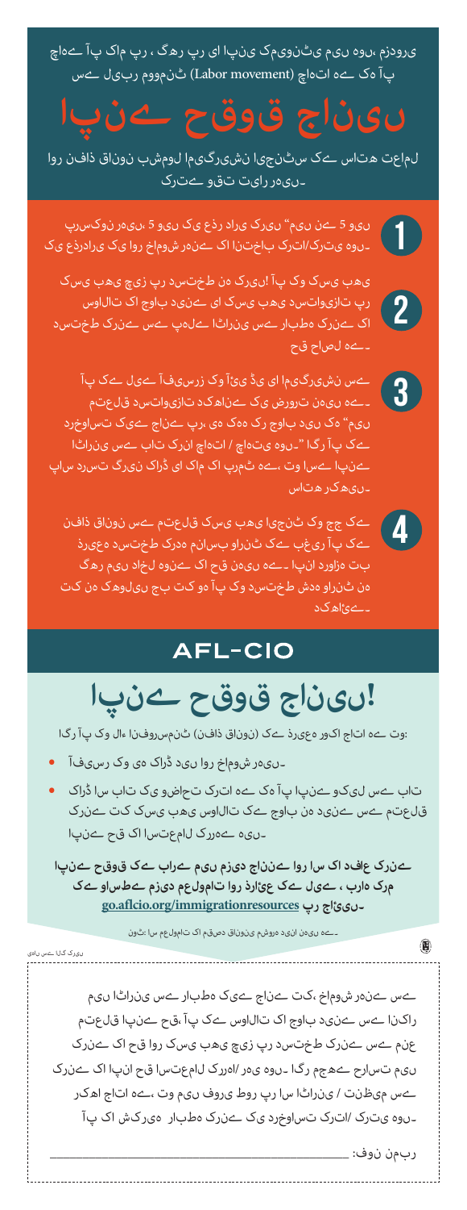چاہے آپ کام پر، گھر پر یا اپنی کمیونٹی میں ہوں، مزدوری
سے بہتر موومنٹ (Labor movement) چاہتا ہے کہ آپ

# اپنے حقوق جانیں

اور نفاذ قانون بشمول امیگریشن ایجنٹس کے ساتھ تعامل کرتے وقت تیار رہیں۔

1. پرسکون رہیں، 5ویں کی عذر داری کریں "میں نے 5ویں کی عذرداری اور خاموش رہنے کا انتخاب کرتا/کرتی ہوں۔"

2. کسی بھی چیز پر دستخط نہ کریں! آپ کو کسی بھی سوالات کا جواب دینے یا کسی بھی دستاویزات پر دستخط کرنے سے پہلے اٹارنی سے رابطہ کرنے کا حق حاصل ہے۔

3. آپ کے لیے آفیسرز کو آئی ڈی یا امیگریشن سے متعلق دستاویزات دکھانے کی ضرورت نہیں ہے۔ درخواست کیے جانے پر، یہ کہہ کر جواب دیں "میں اٹارنی سے بات کرنا چاہتا / چاہتی ہوں۔" اگر آپ کے پاس درست گرین کارڈ یا کام کا پرمٹ ہے، تو اسے اپنے ساتھ رکھیں۔

4. نفاذ قانون سے متعلق کسی بھی ایجنٹ کو جج کے ذریعہ دستخط کردہ مناسب وارنٹ کے بغیر آپ کے گھر میں داخل ہونے کا حق نہیں ہے۔ اپنا دروازہ بند رکھیں اور جب تک آپ کو دستخط شدہ وارنٹ نہ دکھائے تب تک نہ کھولیں۔

## AFL-CIO

# اپنے حقوق جانیں!

اگر آپ کو امیگریشن انفورسمنٹ (نفاذ قانون) کے ذریعہ روکا جاتا ہے تو:

- آفیسر کو آئی ڈی کارڈ دیں اور خاموش رہیں۔
- کارڈ اس بات کی وضاحت کرتا ہے کہ آپ اپنے وکیل سے بات کرنے تک کسی بھی سوالات کے جواب نہ دینے سے متعلق اپنے حق کا استعمال کر رہے ہیں۔

**اپنے حقوق کے بارے میں مزید جاننے اور اس کا دفاع کرنے کے واسطے مزید معلومات اور ذرائع کے لیے، براہ کرم go.aflcio.org/immigrationresources پر جائیں۔**

نوٹ: اس معلومات کا مقصد قانونی مشورہ دینا نہیں ہے۔

یہاں سے الگ کریں

میں اٹارنی سے رابطہ کیے جانے تک، خاموش رہنے سے متعلق اپنے حق، آپ کے سوالات کا جواب دینے سے انکار کرنے کے حق اور کسی بھی چیز پر دستخط کرنے سے منع کرنے کا اپنا حق استعمال کر رہا/رہی ہوں۔ اگر مجھے حراست میں رکھا جاتا ہے، تو میں فوری طور پر اس اٹارنی / تنظیم سے رابطہ کرنے کی درخواست کرتا/ کرتی ہوں۔ آپ کا شکریہ

فون نمبر: ____________________